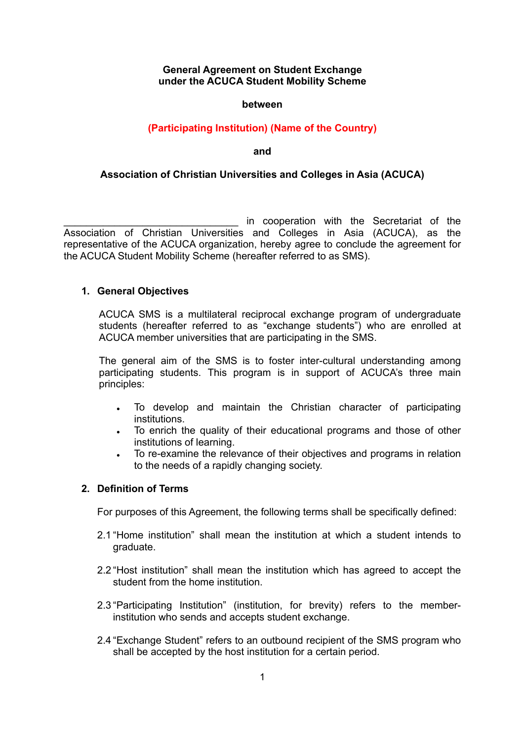**General Agreement on Student Exchange under the ACUCA Student Mobility Scheme**

**between**

**(Participating Institution) (Name of the Country)**

**and**

**Association of Christian Universities and Colleges in Asia (ACUCA)**

_______________________________ in cooperation with the Secretariat of the Association of Christian Universities and Colleges in Asia (ACUCA), as the representative of the ACUCA organization, hereby agree to conclude the agreement for the ACUCA Student Mobility Scheme (hereafter referred to as SMS).

## 1. General Objectives

ACUCA SMS is a multilateral reciprocal exchange program of undergraduate students (hereafter referred to as "exchange students") who are enrolled at ACUCA member universities that are participating in the SMS.

The general aim of the SMS is to foster inter-cultural understanding among participating students. This program is in support of ACUCA's three main principles:

- To develop and maintain the Christian character of participating institutions.
- To enrich the quality of their educational programs and those of other institutions of learning.
- To re-examine the relevance of their objectives and programs in relation to the needs of a rapidly changing society.

## 2. Definition of Terms

For purposes of this Agreement, the following terms shall be specifically defined:

2.1 "Home institution" shall mean the institution at which a student intends to graduate.

2.2 "Host institution" shall mean the institution which has agreed to accept the student from the home institution.

2.3 "Participating Institution" (institution, for brevity) refers to the member-institution who sends and accepts student exchange.

2.4 "Exchange Student" refers to an outbound recipient of the SMS program who shall be accepted by the host institution for a certain period.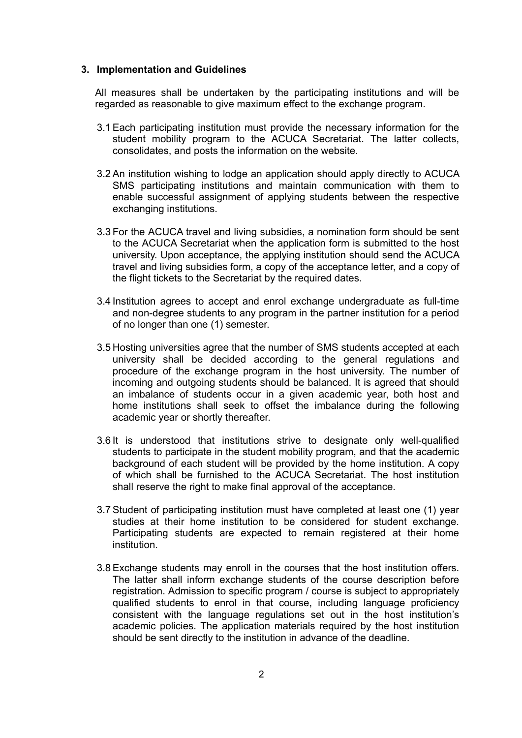## 3. Implementation and Guidelines

All measures shall be undertaken by the participating institutions and will be regarded as reasonable to give maximum effect to the exchange program.

3.1 Each participating institution must provide the necessary information for the student mobility program to the ACUCA Secretariat. The latter collects, consolidates, and posts the information on the website.

3.2 An institution wishing to lodge an application should apply directly to ACUCA SMS participating institutions and maintain communication with them to enable successful assignment of applying students between the respective exchanging institutions.

3.3 For the ACUCA travel and living subsidies, a nomination form should be sent to the ACUCA Secretariat when the application form is submitted to the host university. Upon acceptance, the applying institution should send the ACUCA travel and living subsidies form, a copy of the acceptance letter, and a copy of the flight tickets to the Secretariat by the required dates.

3.4 Institution agrees to accept and enrol exchange undergraduate as full-time and non-degree students to any program in the partner institution for a period of no longer than one (1) semester.

3.5 Hosting universities agree that the number of SMS students accepted at each university shall be decided according to the general regulations and procedure of the exchange program in the host university. The number of incoming and outgoing students should be balanced. It is agreed that should an imbalance of students occur in a given academic year, both host and home institutions shall seek to offset the imbalance during the following academic year or shortly thereafter.

3.6 It is understood that institutions strive to designate only well-qualified students to participate in the student mobility program, and that the academic background of each student will be provided by the home institution. A copy of which shall be furnished to the ACUCA Secretariat. The host institution shall reserve the right to make final approval of the acceptance.

3.7 Student of participating institution must have completed at least one (1) year studies at their home institution to be considered for student exchange. Participating students are expected to remain registered at their home institution.

3.8 Exchange students may enroll in the courses that the host institution offers. The latter shall inform exchange students of the course description before registration. Admission to specific program / course is subject to appropriately qualified students to enrol in that course, including language proficiency consistent with the language regulations set out in the host institution's academic policies. The application materials required by the host institution should be sent directly to the institution in advance of the deadline.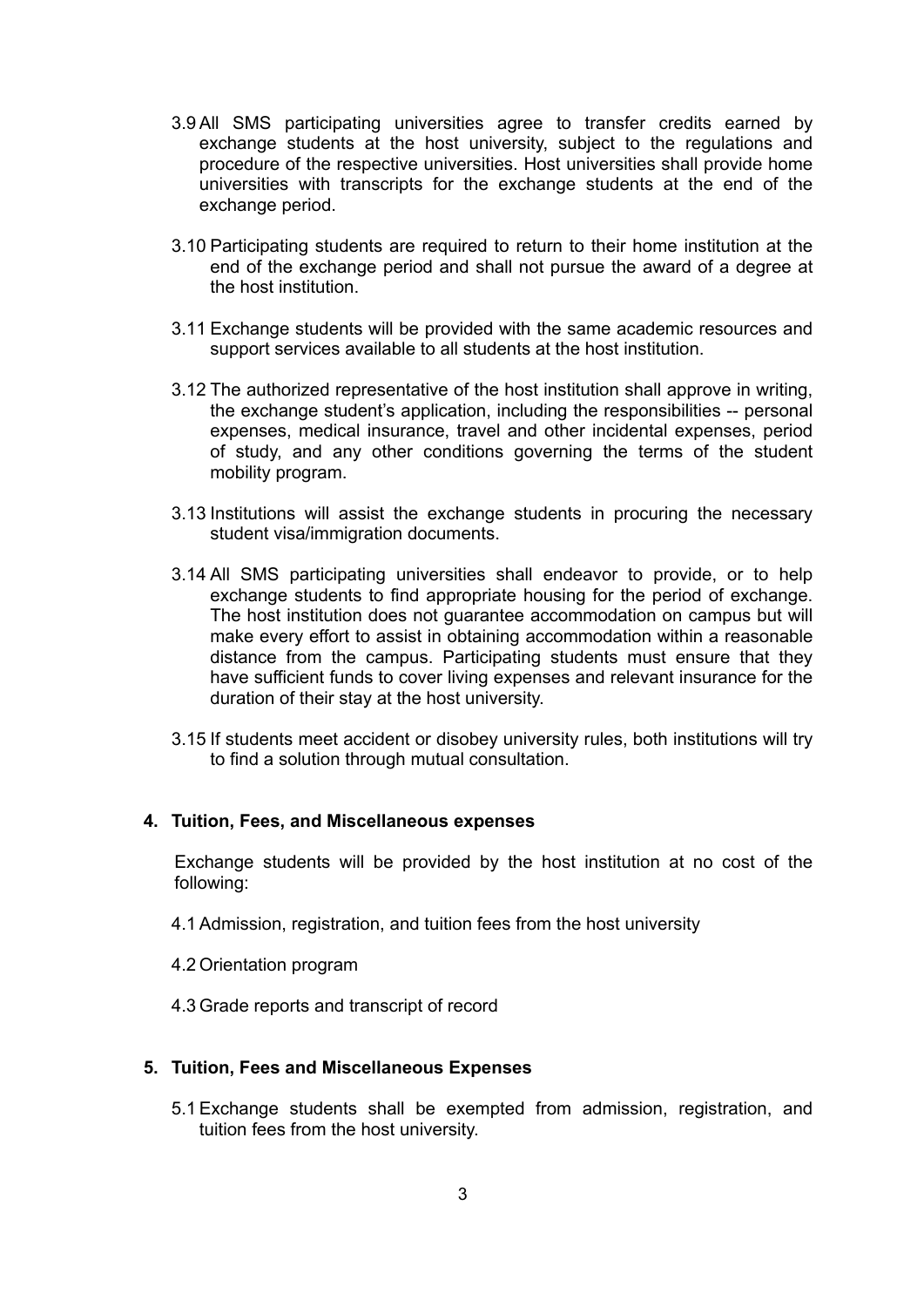3.9 All SMS participating universities agree to transfer credits earned by exchange students at the host university, subject to the regulations and procedure of the respective universities. Host universities shall provide home universities with transcripts for the exchange students at the end of the exchange period.

3.10 Participating students are required to return to their home institution at the end of the exchange period and shall not pursue the award of a degree at the host institution.

3.11 Exchange students will be provided with the same academic resources and support services available to all students at the host institution.

3.12 The authorized representative of the host institution shall approve in writing, the exchange student's application, including the responsibilities -- personal expenses, medical insurance, travel and other incidental expenses, period of study, and any other conditions governing the terms of the student mobility program.

3.13 Institutions will assist the exchange students in procuring the necessary student visa/immigration documents.

3.14 All SMS participating universities shall endeavor to provide, or to help exchange students to find appropriate housing for the period of exchange. The host institution does not guarantee accommodation on campus but will make every effort to assist in obtaining accommodation within a reasonable distance from the campus. Participating students must ensure that they have sufficient funds to cover living expenses and relevant insurance for the duration of their stay at the host university.

3.15 If students meet accident or disobey university rules, both institutions will try to find a solution through mutual consultation.

## 4. Tuition, Fees, and Miscellaneous expenses

Exchange students will be provided by the host institution at no cost of the following:

4.1 Admission, registration, and tuition fees from the host university

4.2 Orientation program

4.3 Grade reports and transcript of record

## 5. Tuition, Fees and Miscellaneous Expenses

5.1 Exchange students shall be exempted from admission, registration, and tuition fees from the host university.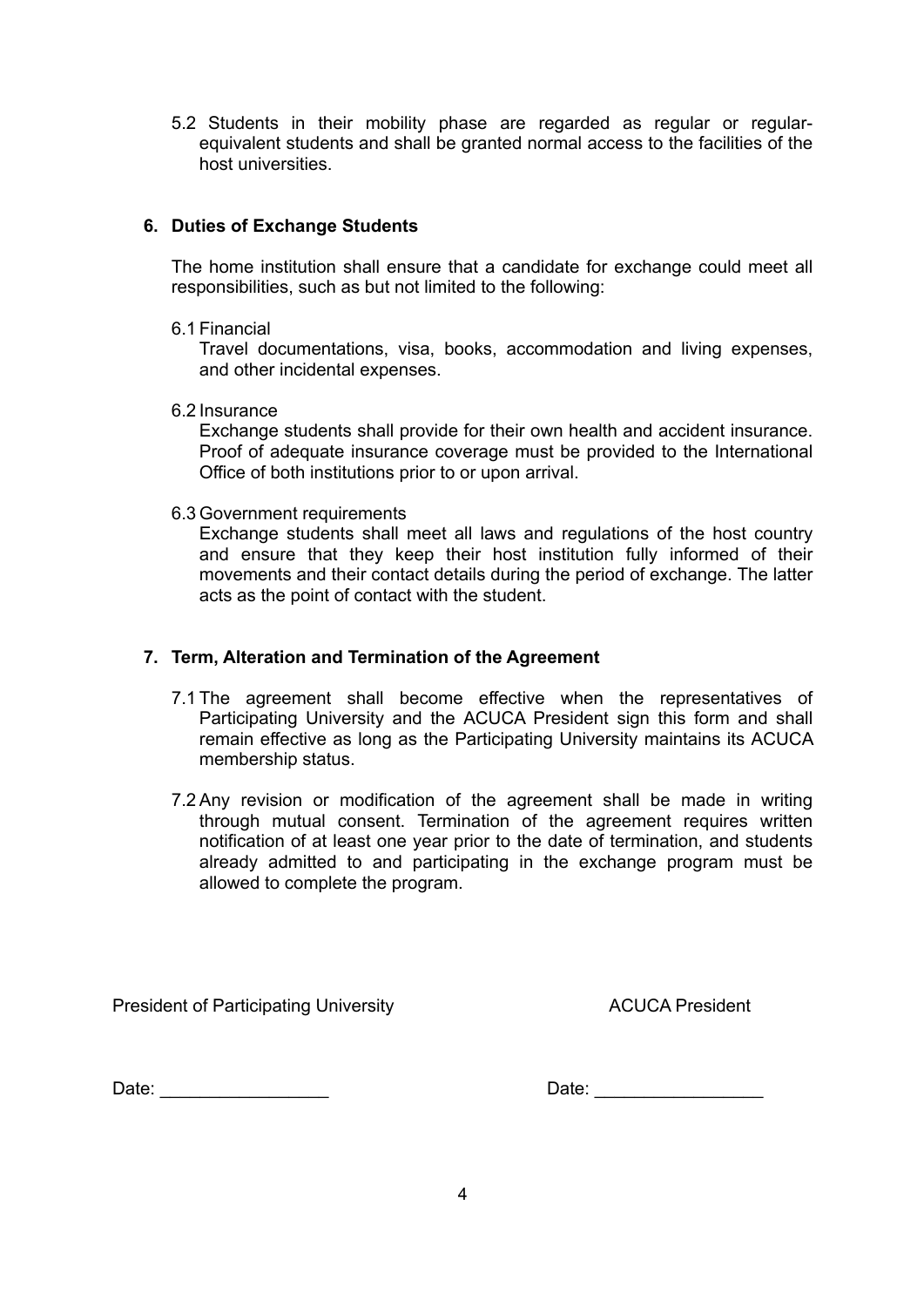5.2 Students in their mobility phase are regarded as regular or regular-equivalent students and shall be granted normal access to the facilities of the host universities.

## 6. Duties of Exchange Students

The home institution shall ensure that a candidate for exchange could meet all responsibilities, such as but not limited to the following:

6.1 Financial
Travel documentations, visa, books, accommodation and living expenses, and other incidental expenses.

6.2 Insurance
Exchange students shall provide for their own health and accident insurance. Proof of adequate insurance coverage must be provided to the International Office of both institutions prior to or upon arrival.

6.3 Government requirements
Exchange students shall meet all laws and regulations of the host country and ensure that they keep their host institution fully informed of their movements and their contact details during the period of exchange. The latter acts as the point of contact with the student.

## 7. Term, Alteration and Termination of the Agreement

7.1 The agreement shall become effective when the representatives of Participating University and the ACUCA President sign this form and shall remain effective as long as the Participating University maintains its ACUCA membership status.

7.2 Any revision or modification of the agreement shall be made in writing through mutual consent. Termination of the agreement requires written notification of at least one year prior to the date of termination, and students already admitted to and participating in the exchange program must be allowed to complete the program.

President of Participating University

Date: _________________

ACUCA President

Date: _________________